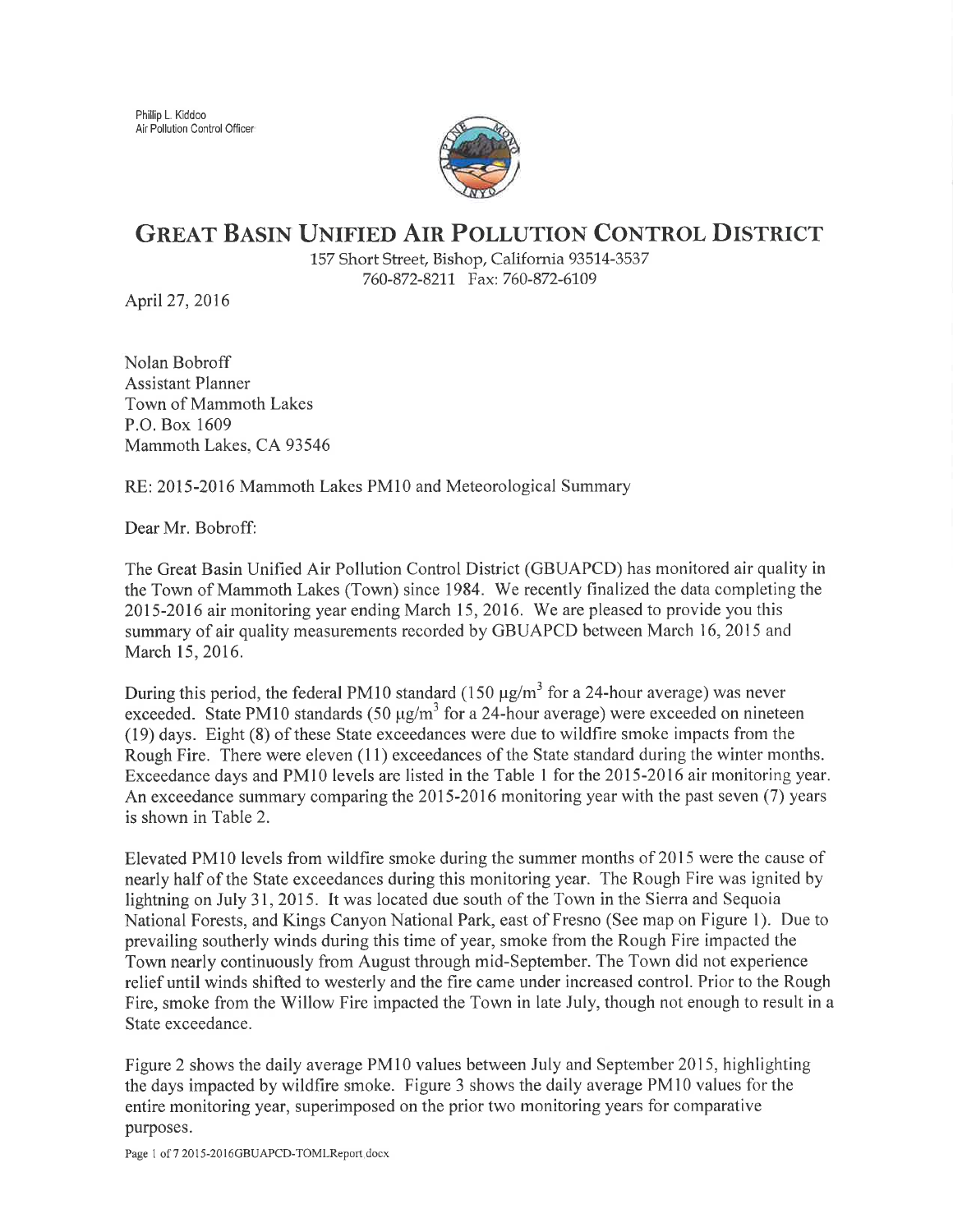Phillip L. Kiddoo
Air Pollution Control Officer

# GREAT BASIN UNIFIED AIR POLLUTION CONTROL DISTRICT

157 Short Street, Bishop, California 93514-3537
760-872-8211 Fax: 760-872-6109

April 27, 2016

Nolan Bobroff
Assistant Planner
Town of Mammoth Lakes
P.O. Box 1609
Mammoth Lakes, CA 93546

RE: 2015-2016 Mammoth Lakes PM10 and Meteorological Summary

Dear Mr. Bobroff:

The Great Basin Unified Air Pollution Control District (GBUAPCD) has monitored air quality in the Town of Mammoth Lakes (Town) since 1984. We recently finalized the data completing the 2015-2016 air monitoring year ending March 15, 2016. We are pleased to provide you this summary of air quality measurements recorded by GBUAPCD between March 16, 2015 and March 15, 2016.

During this period, the federal PM10 standard (150 $\mu g/m^3$ for a 24-hour average) was never exceeded. State PM10 standards (50 $\mu g/m^3$ for a 24-hour average) were exceeded on nineteen (19) days. Eight (8) of these State exceedances were due to wildfire smoke impacts from the Rough Fire. There were eleven (11) exceedances of the State standard during the winter months. Exceedance days and PM10 levels are listed in the Table 1 for the 2015-2016 air monitoring year. An exceedance summary comparing the 2015-2016 monitoring year with the past seven (7) years is shown in Table 2.

Elevated PM10 levels from wildfire smoke during the summer months of 2015 were the cause of nearly half of the State exceedances during this monitoring year. The Rough Fire was ignited by lightning on July 31, 2015. It was located due south of the Town in the Sierra and Sequoia National Forests, and Kings Canyon National Park, east of Fresno (See map on Figure 1). Due to prevailing southerly winds during this time of year, smoke from the Rough Fire impacted the Town nearly continuously from August through mid-September. The Town did not experience relief until winds shifted to westerly and the fire came under increased control. Prior to the Rough Fire, smoke from the Willow Fire impacted the Town in late July, though not enough to result in a State exceedance.

Figure 2 shows the daily average PM10 values between July and September 2015, highlighting the days impacted by wildfire smoke. Figure 3 shows the daily average PM10 values for the entire monitoring year, superimposed on the prior two monitoring years for comparative purposes.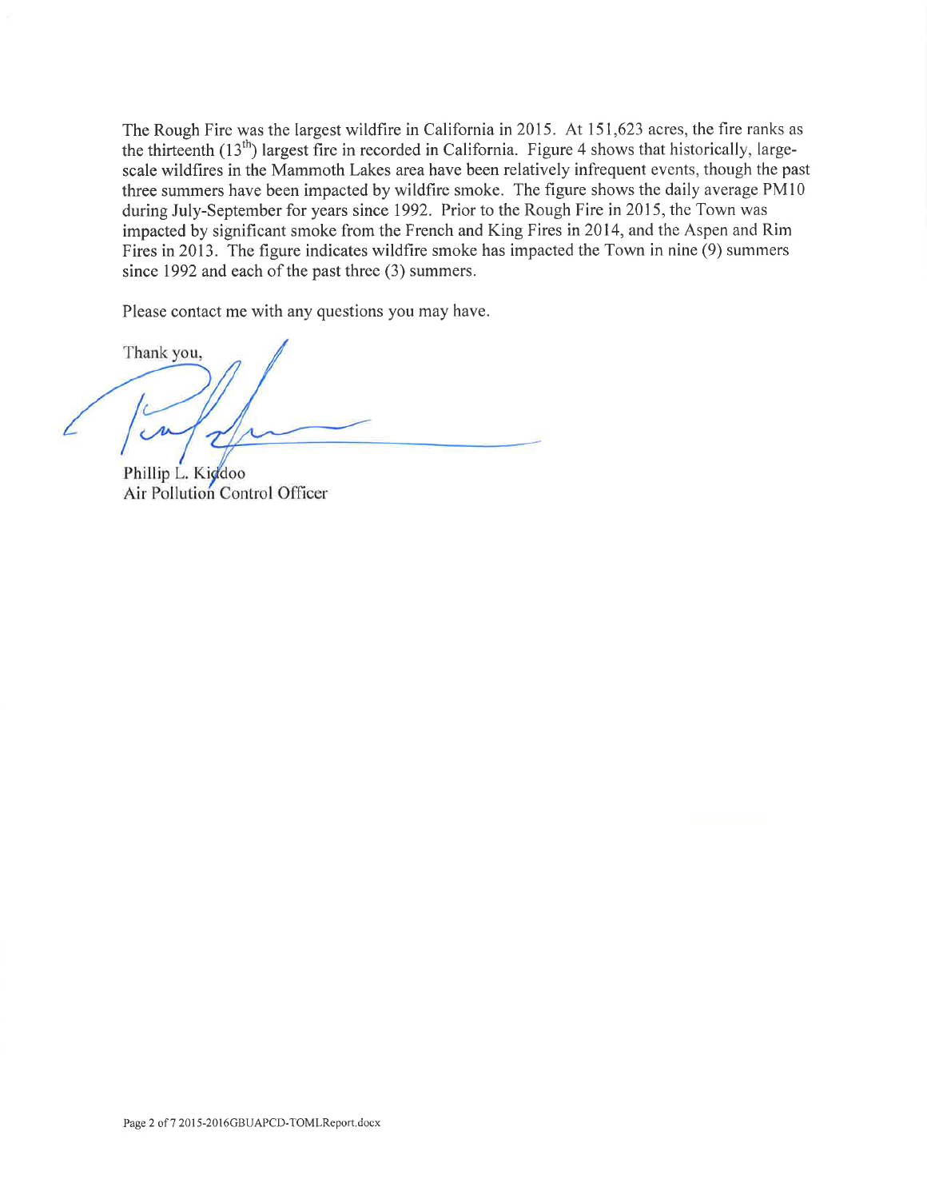The Rough Fire was the largest wildfire in California in 2015. At 151,623 acres, the fire ranks as the thirteenth (13th) largest fire in recorded in California. Figure 4 shows that historically, large-scale wildfires in the Mammoth Lakes area have been relatively infrequent events, though the past three summers have been impacted by wildfire smoke. The figure shows the daily average PM10 during July-September for years since 1992. Prior to the Rough Fire in 2015, the Town was impacted by significant smoke from the French and King Fires in 2014, and the Aspen and Rim Fires in 2013. The figure indicates wildfire smoke has impacted the Town in nine (9) summers since 1992 and each of the past three (3) summers.

Please contact me with any questions you may have.

Thank you,

Phillip L. Kiddoo
Air Pollution Control Officer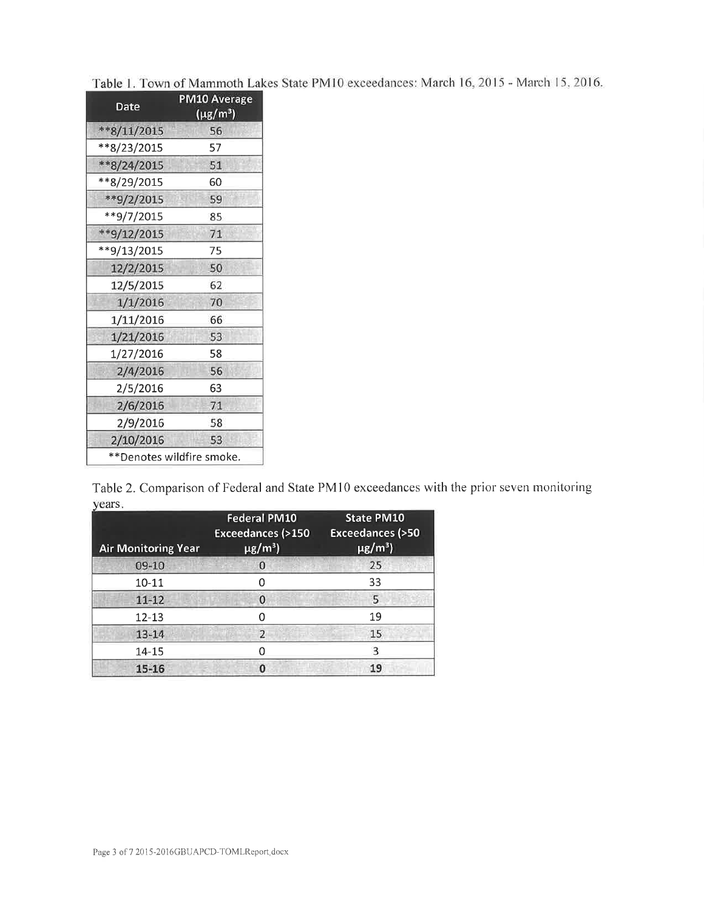Table 1. Town of Mammoth Lakes State PM10 exceedances: March 16, 2015 - March 15, 2016.

| Date | PM10 Average (μg/m³) |
|---|---|
| **8/11/2015 | 56 |
| **8/23/2015 | 57 |
| **8/24/2015 | 51 |
| **8/29/2015 | 60 |
| **9/2/2015 | 59 |
| **9/7/2015 | 85 |
| **9/12/2015 | 71 |
| **9/13/2015 | 75 |
| 12/2/2015 | 50 |
| 12/5/2015 | 62 |
| 1/1/2016 | 70 |
| 1/11/2016 | 66 |
| 1/21/2016 | 53 |
| 1/27/2016 | 58 |
| 2/4/2016 | 56 |
| 2/5/2016 | 63 |
| 2/6/2016 | 71 |
| 2/9/2016 | 58 |
| 2/10/2016 | 53 |
| **Denotes wildfire smoke. | |

Table 2. Comparison of Federal and State PM10 exceedances with the prior seven monitoring years.

| Air Monitoring Year | Federal PM10 Exceedances (>150 μg/m³) | State PM10 Exceedances (>50 μg/m³) |
|---|---|---|
| 09-10 | 0 | 25 |
| 10-11 | 0 | 33 |
| 11-12 | 0 | 5 |
| 12-13 | 0 | 19 |
| 13-14 | 2 | 15 |
| 14-15 | 0 | 3 |
| **15-16** | **0** | **19** |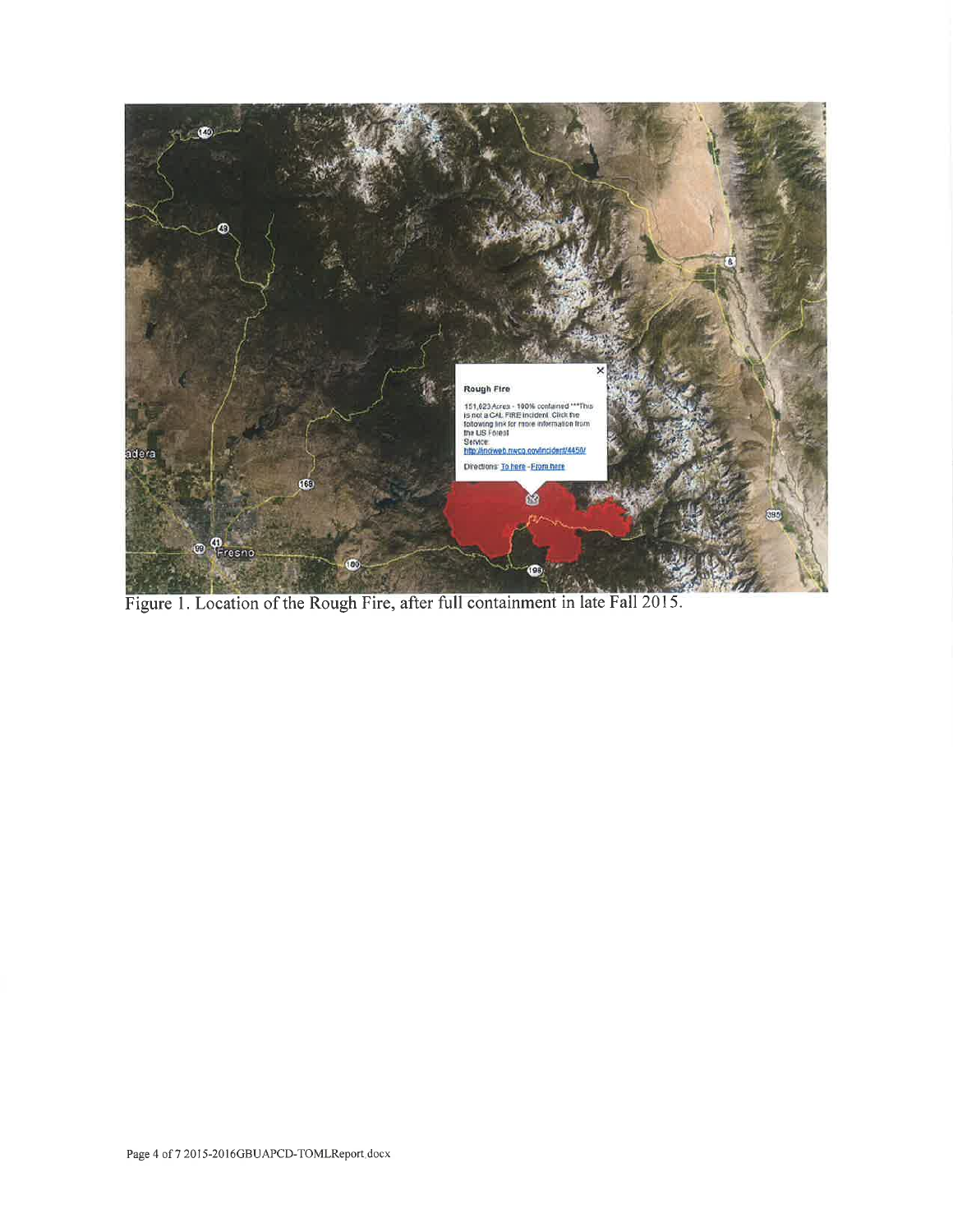Figure 1. Location of the Rough Fire, after full containment in late Fall 2015.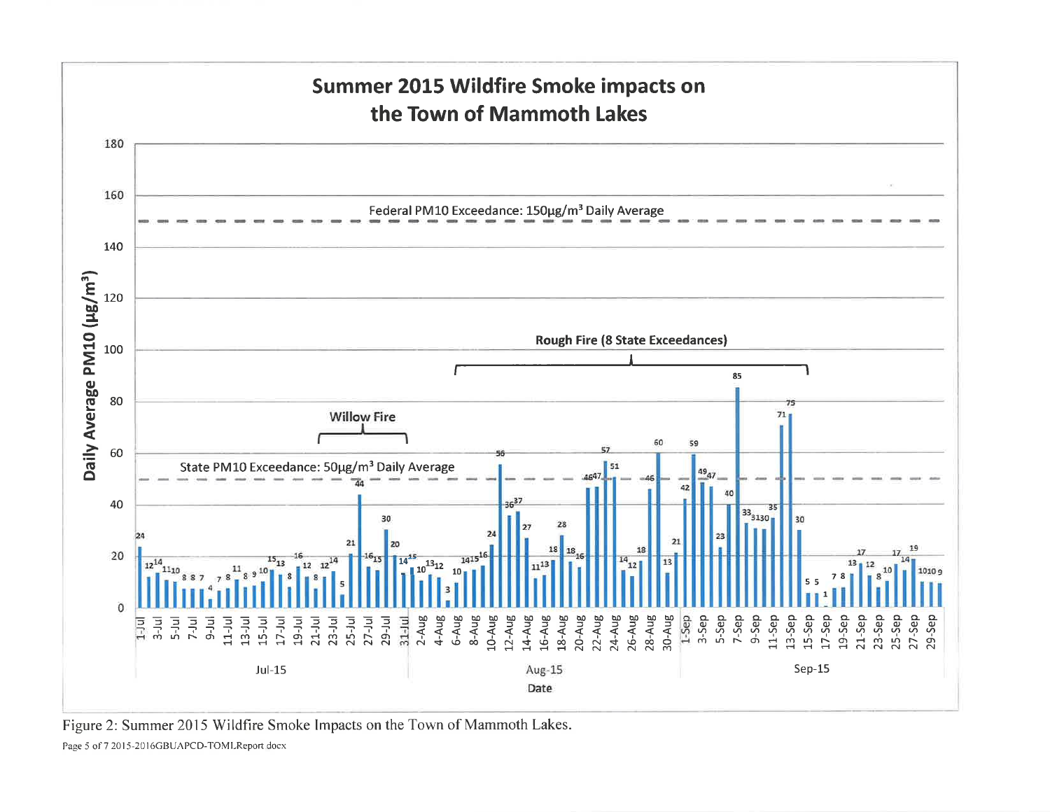Figure 2: Summer 2015 Wildfire Smoke Impacts on the Town of Mammoth Lakes.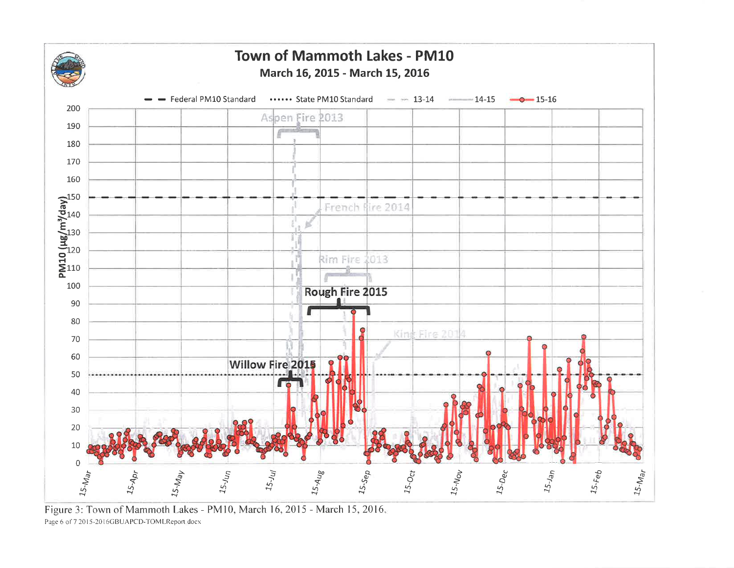# Town of Mammoth Lakes - PM10

**March 16, 2015 - March 15, 2016**

Legend: Federal PM10 Standard; State PM10 Standard; 13-14; 14-15; 15-16

Y-axis: PM10 (µg/m³/day), 0–200

X-axis: 15-Mar, 15-Apr, 15-May, 15-Jun, 15-Jul, 15-Aug, 15-Sep, 15-Oct, 15-Nov, 15-Dec, 15-Jan, 15-Feb, 15-Mar

Annotations: Aspen Fire 2013; French Fire 2014; Rim Fire 2013; Rough Fire 2015; King Fire 2014; Willow Fire 2015

Figure 3: Town of Mammoth Lakes - PM10, March 16, 2015 - March 15, 2016.

2015-2016GBUAPCD-TOMLReport.docx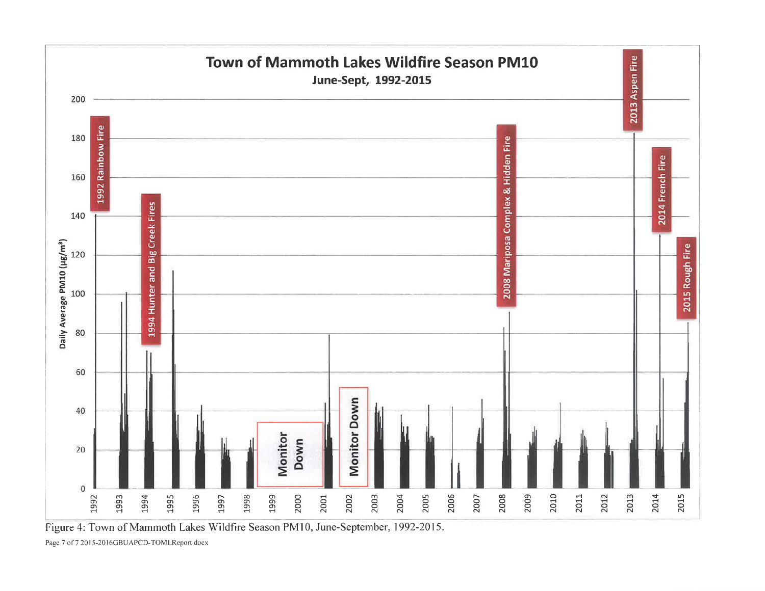Town of Mammoth Lakes Wildfire Season PM10

June-Sept, 1992-2015

Daily Average PM10 (µg/m³)

200
180
160
140
120
100
80
60
40
20
0

1992 Rainbow Fire

1994 Hunter and Big Creek Fires

Monitor Down

Monitor Down

2008 Mariposa Complex & Hidden Fire

2013 Aspen Fire

2014 French Fire

2015 Rough Fire

1992 1993 1994 1995 1996 1997 1998 1999 2000 2001 2002 2003 2004 2005 2006 2007 2008 2009 2010 2011 2012 2013 2014 2015

Figure 4: Town of Mammoth Lakes Wildfire Season PM10, June-September, 1992-2015.